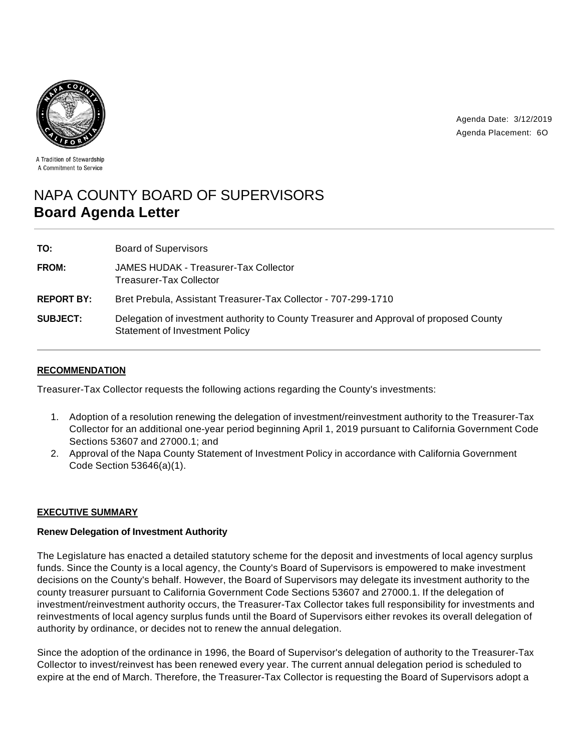A Tradition of Stewardship
A Commitment to Service

Agenda Date: 3/12/2019
Agenda Placement: 6O

# NAPA COUNTY BOARD OF SUPERVISORS
## Board Agenda Letter

**TO:** Board of Supervisors

**FROM:** JAMES HUDAK - Treasurer-Tax Collector
Treasurer-Tax Collector

**REPORT BY:** Bret Prebula, Assistant Treasurer-Tax Collector - 707-299-1710

**SUBJECT:** Delegation of investment authority to County Treasurer and Approval of proposed County Statement of Investment Policy

### RECOMMENDATION

Treasurer-Tax Collector requests the following actions regarding the County's investments:

1. Adoption of a resolution renewing the delegation of investment/reinvestment authority to the Treasurer-Tax Collector for an additional one-year period beginning April 1, 2019 pursuant to California Government Code Sections 53607 and 27000.1; and
2. Approval of the Napa County Statement of Investment Policy in accordance with California Government Code Section 53646(a)(1).

### EXECUTIVE SUMMARY

**Renew Delegation of Investment Authority**

The Legislature has enacted a detailed statutory scheme for the deposit and investments of local agency surplus funds. Since the County is a local agency, the County's Board of Supervisors is empowered to make investment decisions on the County's behalf. However, the Board of Supervisors may delegate its investment authority to the county treasurer pursuant to California Government Code Sections 53607 and 27000.1. If the delegation of investment/reinvestment authority occurs, the Treasurer-Tax Collector takes full responsibility for investments and reinvestments of local agency surplus funds until the Board of Supervisors either revokes its overall delegation of authority by ordinance, or decides not to renew the annual delegation.

Since the adoption of the ordinance in 1996, the Board of Supervisor's delegation of authority to the Treasurer-Tax Collector to invest/reinvest has been renewed every year. The current annual delegation period is scheduled to expire at the end of March. Therefore, the Treasurer-Tax Collector is requesting the Board of Supervisors adopt a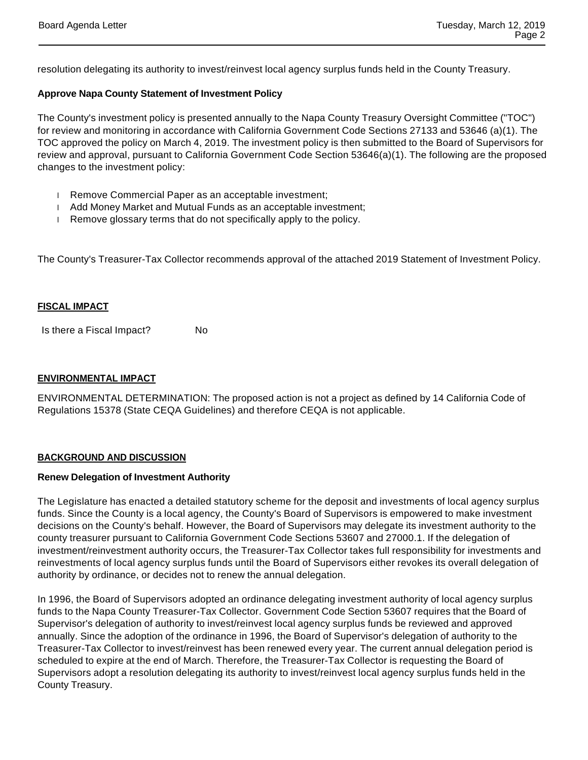resolution delegating its authority to invest/reinvest local agency surplus funds held in the County Treasury.

**Approve Napa County Statement of Investment Policy**

The County's investment policy is presented annually to the Napa County Treasury Oversight Committee ("TOC") for review and monitoring in accordance with California Government Code Sections 27133 and 53646 (a)(1). The TOC approved the policy on March 4, 2019. The investment policy is then submitted to the Board of Supervisors for review and approval, pursuant to California Government Code Section 53646(a)(1). The following are the proposed changes to the investment policy:

- Remove Commercial Paper as an acceptable investment;
- Add Money Market and Mutual Funds as an acceptable investment;
- Remove glossary terms that do not specifically apply to the policy.

The County's Treasurer-Tax Collector recommends approval of the attached 2019 Statement of Investment Policy.

## FISCAL IMPACT

Is there a Fiscal Impact? No

## ENVIRONMENTAL IMPACT

ENVIRONMENTAL DETERMINATION: The proposed action is not a project as defined by 14 California Code of Regulations 15378 (State CEQA Guidelines) and therefore CEQA is not applicable.

## BACKGROUND AND DISCUSSION

**Renew Delegation of Investment Authority**

The Legislature has enacted a detailed statutory scheme for the deposit and investments of local agency surplus funds. Since the County is a local agency, the County's Board of Supervisors is empowered to make investment decisions on the County's behalf. However, the Board of Supervisors may delegate its investment authority to the county treasurer pursuant to California Government Code Sections 53607 and 27000.1. If the delegation of investment/reinvestment authority occurs, the Treasurer-Tax Collector takes full responsibility for investments and reinvestments of local agency surplus funds until the Board of Supervisors either revokes its overall delegation of authority by ordinance, or decides not to renew the annual delegation.

In 1996, the Board of Supervisors adopted an ordinance delegating investment authority of local agency surplus funds to the Napa County Treasurer-Tax Collector. Government Code Section 53607 requires that the Board of Supervisor's delegation of authority to invest/reinvest local agency surplus funds be reviewed and approved annually. Since the adoption of the ordinance in 1996, the Board of Supervisor's delegation of authority to the Treasurer-Tax Collector to invest/reinvest has been renewed every year. The current annual delegation period is scheduled to expire at the end of March. Therefore, the Treasurer-Tax Collector is requesting the Board of Supervisors adopt a resolution delegating its authority to invest/reinvest local agency surplus funds held in the County Treasury.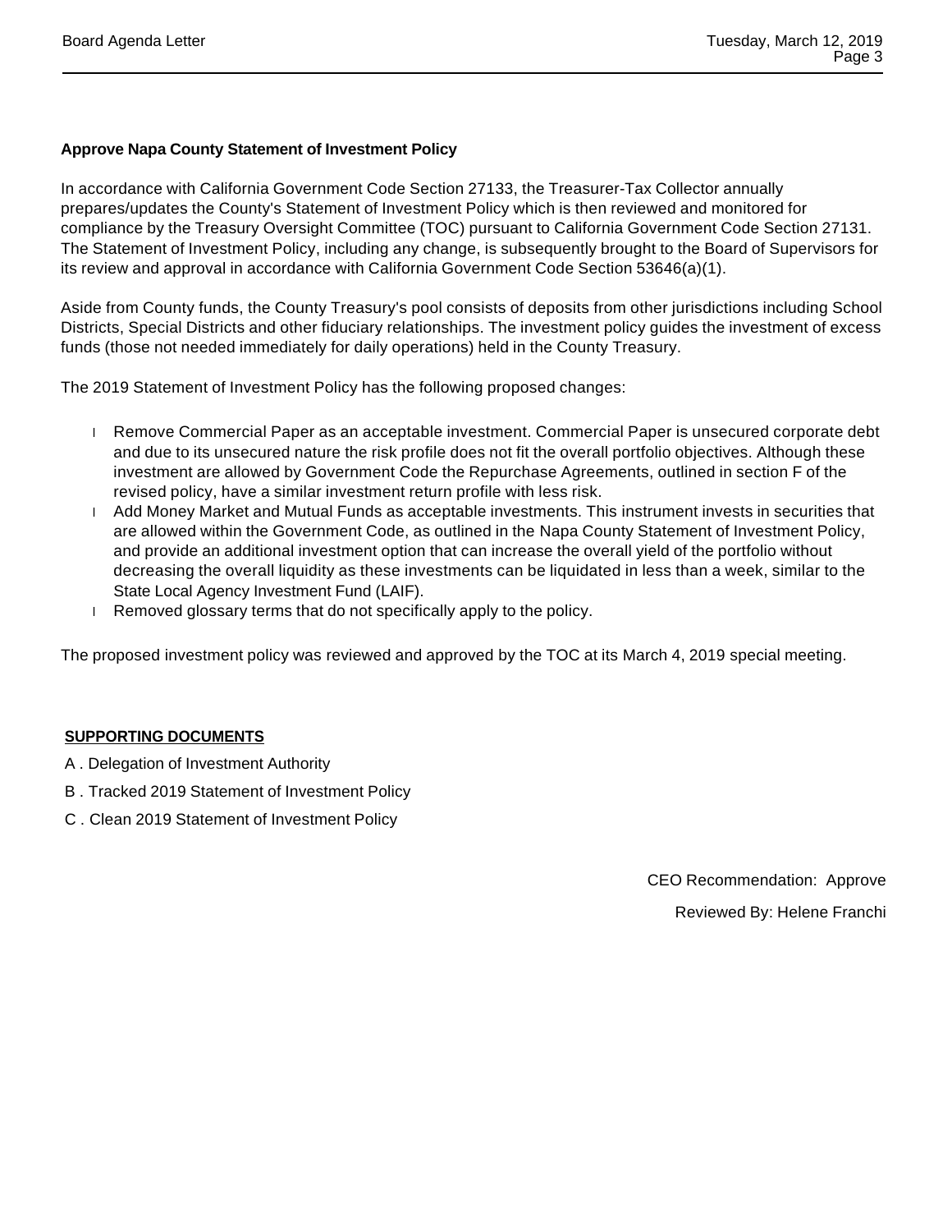**Approve Napa County Statement of Investment Policy**

In accordance with California Government Code Section 27133, the Treasurer-Tax Collector annually prepares/updates the County's Statement of Investment Policy which is then reviewed and monitored for compliance by the Treasury Oversight Committee (TOC) pursuant to California Government Code Section 27131. The Statement of Investment Policy, including any change, is subsequently brought to the Board of Supervisors for its review and approval in accordance with California Government Code Section 53646(a)(1).

Aside from County funds, the County Treasury's pool consists of deposits from other jurisdictions including School Districts, Special Districts and other fiduciary relationships. The investment policy guides the investment of excess funds (those not needed immediately for daily operations) held in the County Treasury.

The 2019 Statement of Investment Policy has the following proposed changes:

- Remove Commercial Paper as an acceptable investment. Commercial Paper is unsecured corporate debt and due to its unsecured nature the risk profile does not fit the overall portfolio objectives. Although these investment are allowed by Government Code the Repurchase Agreements, outlined in section F of the revised policy, have a similar investment return profile with less risk.
- Add Money Market and Mutual Funds as acceptable investments. This instrument invests in securities that are allowed within the Government Code, as outlined in the Napa County Statement of Investment Policy, and provide an additional investment option that can increase the overall yield of the portfolio without decreasing the overall liquidity as these investments can be liquidated in less than a week, similar to the State Local Agency Investment Fund (LAIF).
- Removed glossary terms that do not specifically apply to the policy.

The proposed investment policy was reviewed and approved by the TOC at its March 4, 2019 special meeting.

**SUPPORTING DOCUMENTS**

A . Delegation of Investment Authority

B . Tracked 2019 Statement of Investment Policy

C . Clean 2019 Statement of Investment Policy

CEO Recommendation: Approve

Reviewed By: Helene Franchi